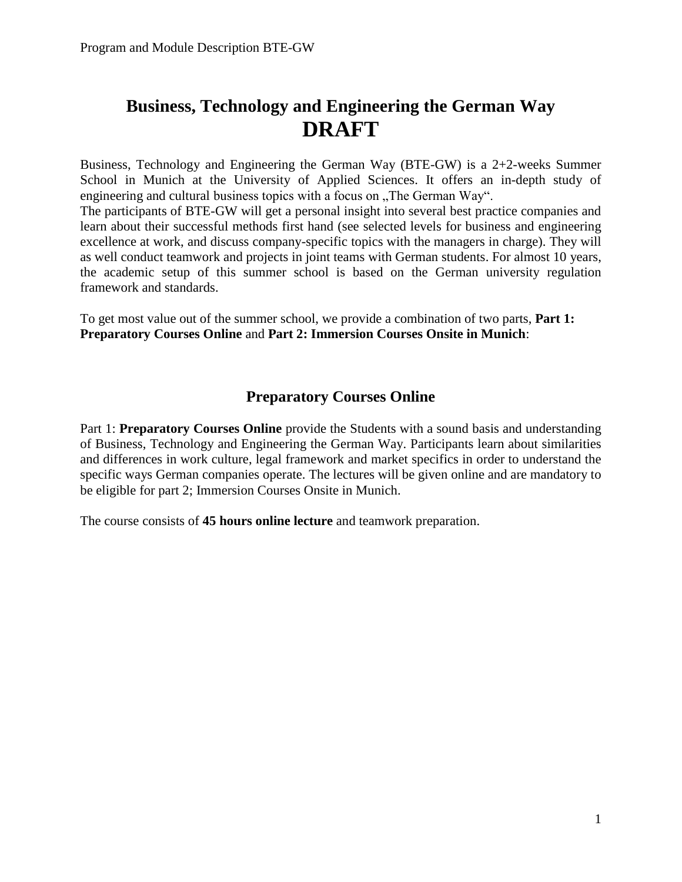# Business, Technology and Engineering the German Way
# DRAFT

Business, Technology and Engineering the German Way (BTE-GW) is a 2+2-weeks Summer School in Munich at the University of Applied Sciences. It offers an in-depth study of engineering and cultural business topics with a focus on „The German Way".
The participants of BTE-GW will get a personal insight into several best practice companies and learn about their successful methods first hand (see selected levels for business and engineering excellence at work, and discuss company-specific topics with the managers in charge). They will as well conduct teamwork and projects in joint teams with German students. For almost 10 years, the academic setup of this summer school is based on the German university regulation framework and standards.

To get most value out of the summer school, we provide a combination of two parts, **Part 1: Preparatory Courses Online** and **Part 2: Immersion Courses Onsite in Munich**:

## Preparatory Courses Online

Part 1: **Preparatory Courses Online** provide the Students with a sound basis and understanding of Business, Technology and Engineering the German Way. Participants learn about similarities and differences in work culture, legal framework and market specifics in order to understand the specific ways German companies operate. The lectures will be given online and are mandatory to be eligible for part 2; Immersion Courses Onsite in Munich.

The course consists of **45 hours online lecture** and teamwork preparation.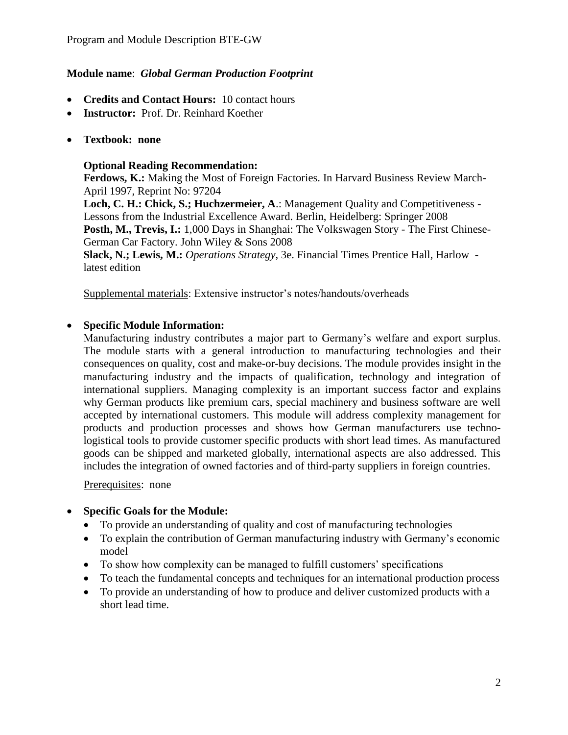**Module name**: ***Global German Production Footprint***

- **Credits and Contact Hours:** 10 contact hours
- **Instructor:** Prof. Dr. Reinhard Koether

- **Textbook: none**

  **Optional Reading Recommendation:**
  **Ferdows, K.:** Making the Most of Foreign Factories. In Harvard Business Review March-April 1997, Reprint No: 97204
  **Loch, C. H.: Chick, S.; Huchzermeier, A**.: Management Quality and Competitiveness - Lessons from the Industrial Excellence Award. Berlin, Heidelberg: Springer 2008
  **Posth, M., Trevis, I.:** 1,000 Days in Shanghai: The Volkswagen Story - The First Chinese-German Car Factory. John Wiley & Sons 2008
  **Slack, N.; Lewis, M.:** *Operations Strategy*, 3e. Financial Times Prentice Hall, Harlow - latest edition

  Supplemental materials: Extensive instructor's notes/handouts/overheads

- **Specific Module Information:**
  Manufacturing industry contributes a major part to Germany's welfare and export surplus. The module starts with a general introduction to manufacturing technologies and their consequences on quality, cost and make-or-buy decisions. The module provides insight in the manufacturing industry and the impacts of qualification, technology and integration of international suppliers. Managing complexity is an important success factor and explains why German products like premium cars, special machinery and business software are well accepted by international customers. This module will address complexity management for products and production processes and shows how German manufacturers use techno-logistical tools to provide customer specific products with short lead times. As manufactured goods can be shipped and marketed globally, international aspects are also addressed. This includes the integration of owned factories and of third-party suppliers in foreign countries.

  Prerequisites: none

- **Specific Goals for the Module:**
  - To provide an understanding of quality and cost of manufacturing technologies
  - To explain the contribution of German manufacturing industry with Germany's economic model
  - To show how complexity can be managed to fulfill customers' specifications
  - To teach the fundamental concepts and techniques for an international production process
  - To provide an understanding of how to produce and deliver customized products with a short lead time.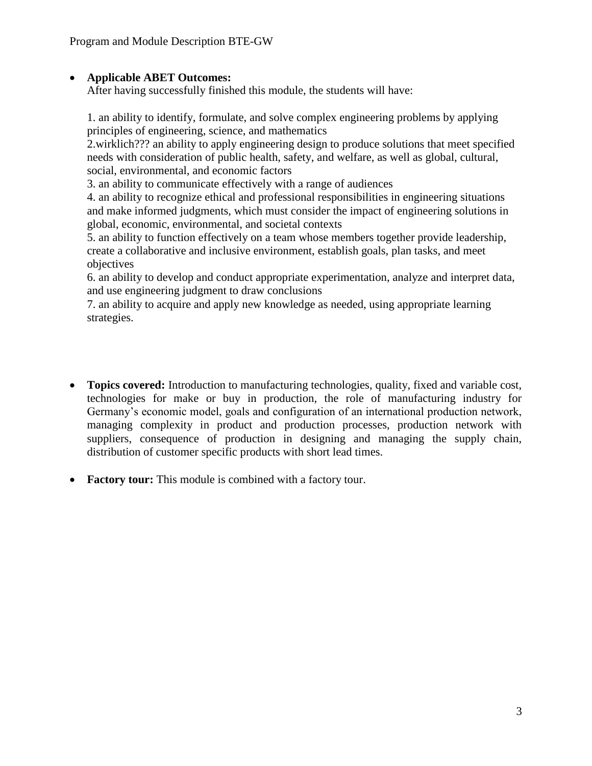- **Applicable ABET Outcomes:**
  After having successfully finished this module, the students will have:

  1. an ability to identify, formulate, and solve complex engineering problems by applying principles of engineering, science, and mathematics
  2.wirklich??? an ability to apply engineering design to produce solutions that meet specified needs with consideration of public health, safety, and welfare, as well as global, cultural, social, environmental, and economic factors
  3. an ability to communicate effectively with a range of audiences
  4. an ability to recognize ethical and professional responsibilities in engineering situations and make informed judgments, which must consider the impact of engineering solutions in global, economic, environmental, and societal contexts
  5. an ability to function effectively on a team whose members together provide leadership, create a collaborative and inclusive environment, establish goals, plan tasks, and meet objectives
  6. an ability to develop and conduct appropriate experimentation, analyze and interpret data, and use engineering judgment to draw conclusions
  7. an ability to acquire and apply new knowledge as needed, using appropriate learning strategies.

- **Topics covered:** Introduction to manufacturing technologies, quality, fixed and variable cost, technologies for make or buy in production, the role of manufacturing industry for Germany's economic model, goals and configuration of an international production network, managing complexity in product and production processes, production network with suppliers, consequence of production in designing and managing the supply chain, distribution of customer specific products with short lead times.

- **Factory tour:** This module is combined with a factory tour.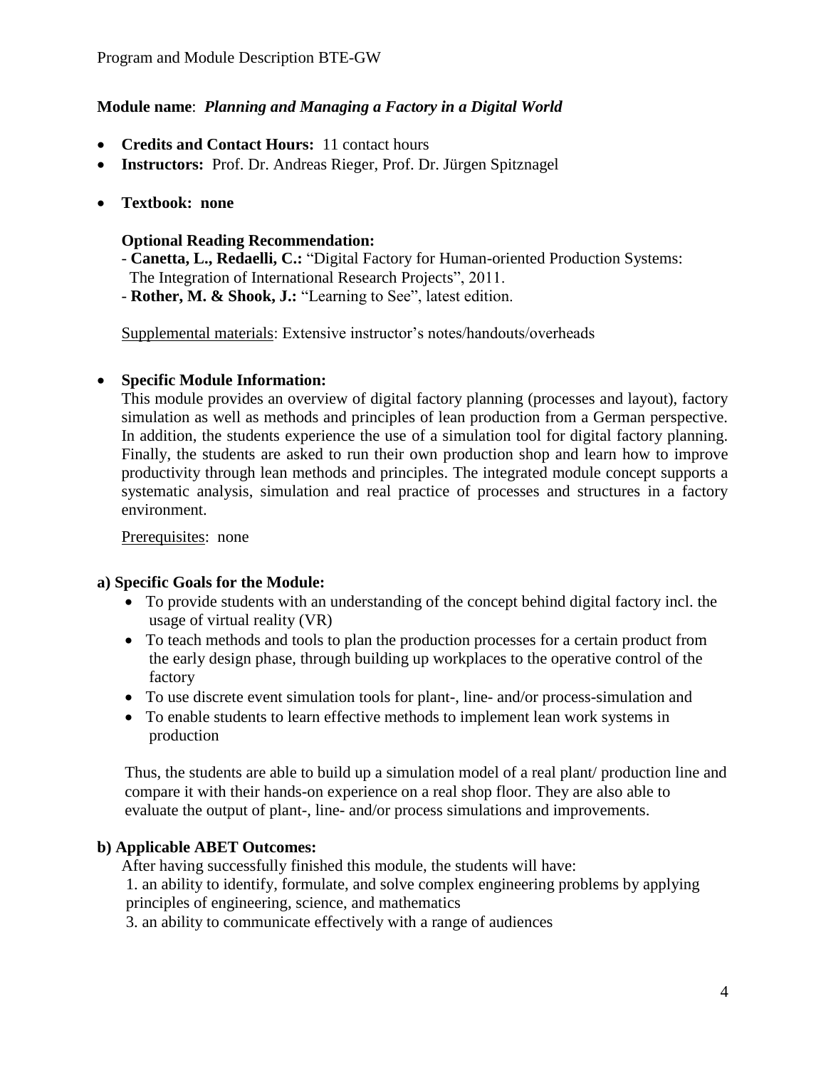**Module name**: ***Planning and Managing a Factory in a Digital World***

- **Credits and Contact Hours:** 11 contact hours
- **Instructors:** Prof. Dr. Andreas Rieger, Prof. Dr. Jürgen Spitznagel
- **Textbook: none**

  **Optional Reading Recommendation:**
  - **Canetta, L., Redaelli, C.:** "Digital Factory for Human-oriented Production Systems: The Integration of International Research Projects", 2011.
  - **Rother, M. & Shook, J.:** "Learning to See", latest edition.

  Supplemental materials: Extensive instructor's notes/handouts/overheads

- **Specific Module Information:**
  This module provides an overview of digital factory planning (processes and layout), factory simulation as well as methods and principles of lean production from a German perspective. In addition, the students experience the use of a simulation tool for digital factory planning. Finally, the students are asked to run their own production shop and learn how to improve productivity through lean methods and principles. The integrated module concept supports a systematic analysis, simulation and real practice of processes and structures in a factory environment.

  Prerequisites: none

**a) Specific Goals for the Module:**

- To provide students with an understanding of the concept behind digital factory incl. the usage of virtual reality (VR)
- To teach methods and tools to plan the production processes for a certain product from the early design phase, through building up workplaces to the operative control of the factory
- To use discrete event simulation tools for plant-, line- and/or process-simulation and
- To enable students to learn effective methods to implement lean work systems in production

Thus, the students are able to build up a simulation model of a real plant/ production line and compare it with their hands-on experience on a real shop floor. They are also able to evaluate the output of plant-, line- and/or process simulations and improvements.

**b) Applicable ABET Outcomes:**

After having successfully finished this module, the students will have:

1. an ability to identify, formulate, and solve complex engineering problems by applying principles of engineering, science, and mathematics
3. an ability to communicate effectively with a range of audiences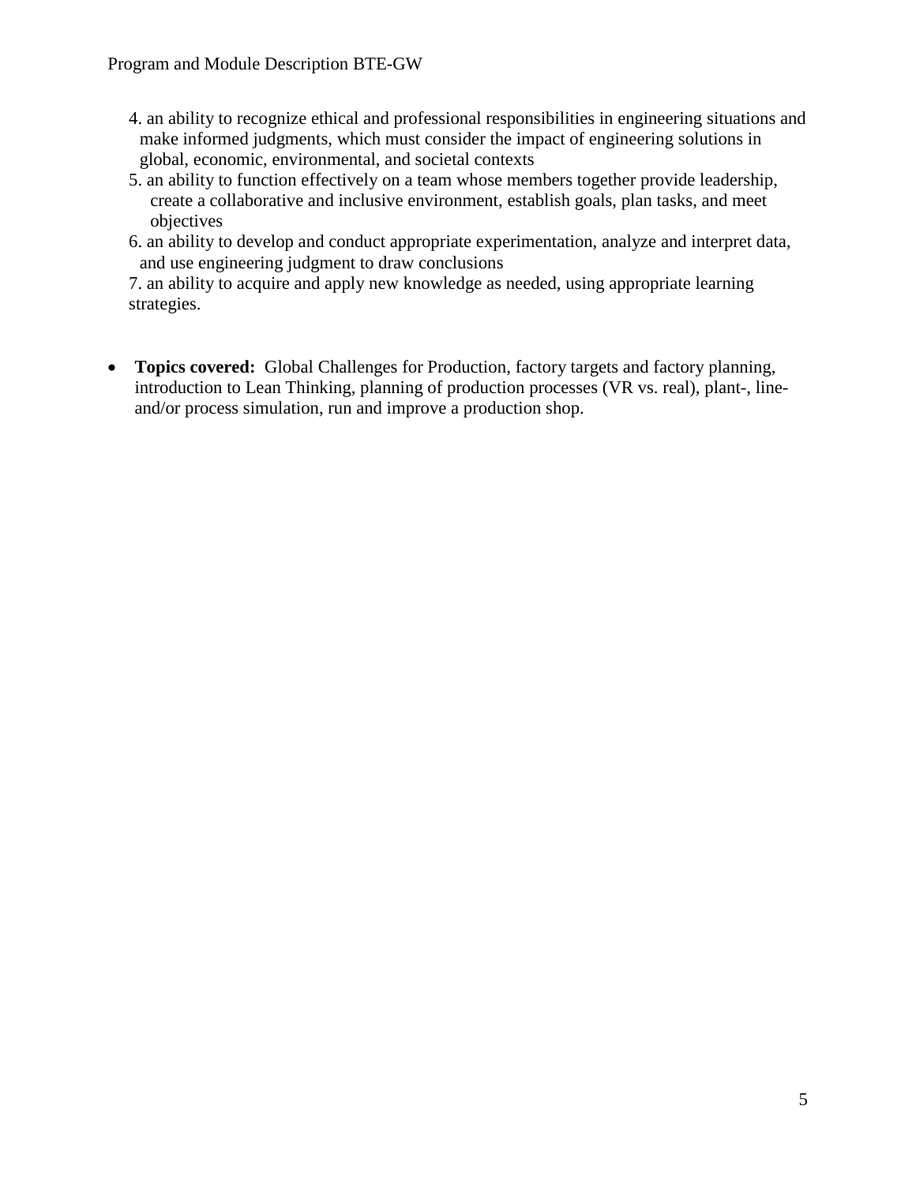4. an ability to recognize ethical and professional responsibilities in engineering situations and make informed judgments, which must consider the impact of engineering solutions in global, economic, environmental, and societal contexts
5. an ability to function effectively on a team whose members together provide leadership, create a collaborative and inclusive environment, establish goals, plan tasks, and meet objectives
6. an ability to develop and conduct appropriate experimentation, analyze and interpret data, and use engineering judgment to draw conclusions
7. an ability to acquire and apply new knowledge as needed, using appropriate learning strategies.

- **Topics covered:** Global Challenges for Production, factory targets and factory planning, introduction to Lean Thinking, planning of production processes (VR vs. real), plant-, line- and/or process simulation, run and improve a production shop.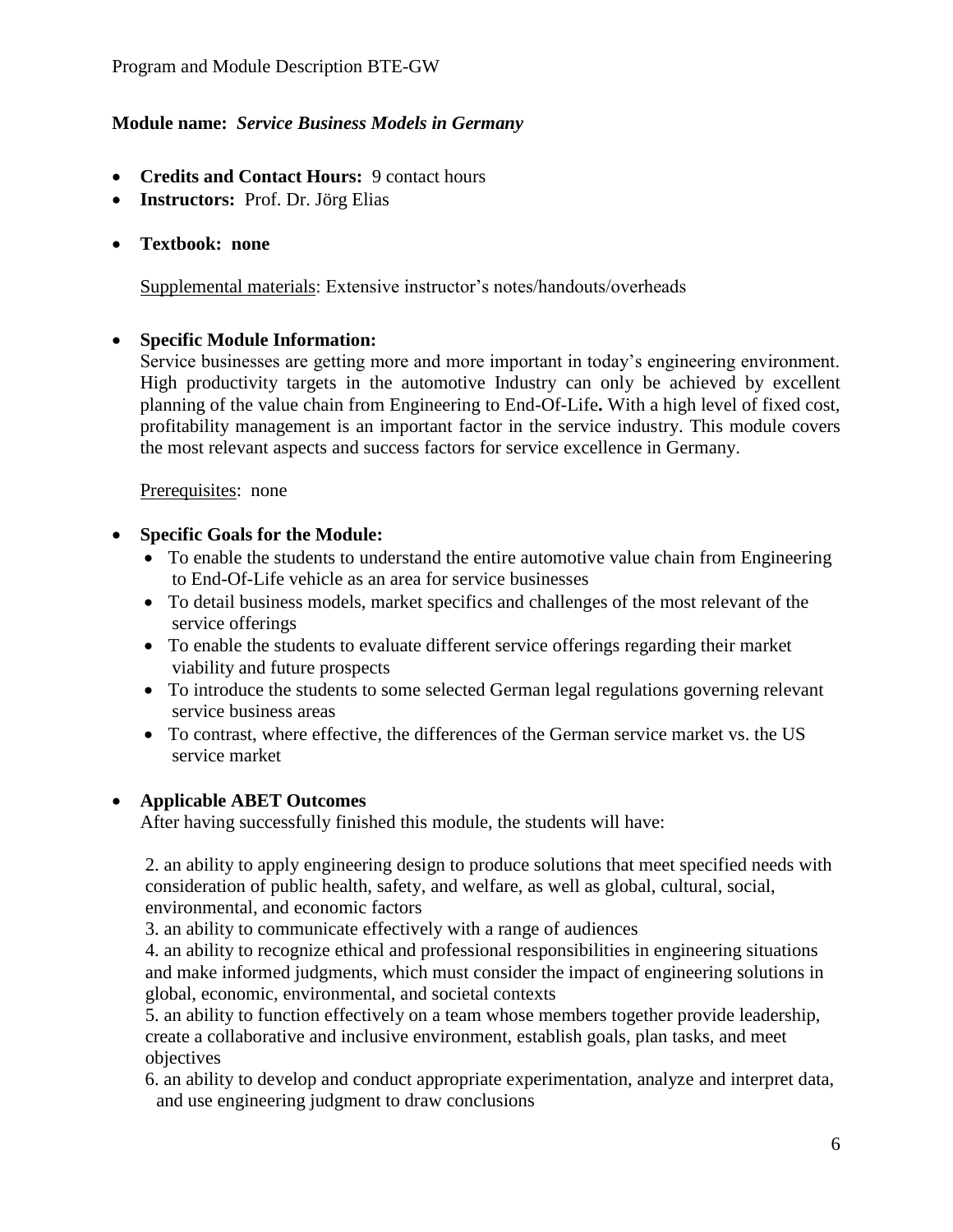**Module name:** ***Service Business Models in Germany***

- **Credits and Contact Hours:** 9 contact hours
- **Instructors:** Prof. Dr. Jörg Elias
- **Textbook: none**

  Supplemental materials: Extensive instructor's notes/handouts/overheads

- **Specific Module Information:**
  Service businesses are getting more and more important in today's engineering environment. High productivity targets in the automotive Industry can only be achieved by excellent planning of the value chain from Engineering to End-Of-Life**.** With a high level of fixed cost, profitability management is an important factor in the service industry. This module covers the most relevant aspects and success factors for service excellence in Germany.

  Prerequisites: none

- **Specific Goals for the Module:**
  - To enable the students to understand the entire automotive value chain from Engineering to End-Of-Life vehicle as an area for service businesses
  - To detail business models, market specifics and challenges of the most relevant of the service offerings
  - To enable the students to evaluate different service offerings regarding their market viability and future prospects
  - To introduce the students to some selected German legal regulations governing relevant service business areas
  - To contrast, where effective, the differences of the German service market vs. the US service market

- **Applicable ABET Outcomes**
  After having successfully finished this module, the students will have:

  2. an ability to apply engineering design to produce solutions that meet specified needs with consideration of public health, safety, and welfare, as well as global, cultural, social, environmental, and economic factors
  3. an ability to communicate effectively with a range of audiences
  4. an ability to recognize ethical and professional responsibilities in engineering situations and make informed judgments, which must consider the impact of engineering solutions in global, economic, environmental, and societal contexts
  5. an ability to function effectively on a team whose members together provide leadership, create a collaborative and inclusive environment, establish goals, plan tasks, and meet objectives
  6. an ability to develop and conduct appropriate experimentation, analyze and interpret data, and use engineering judgment to draw conclusions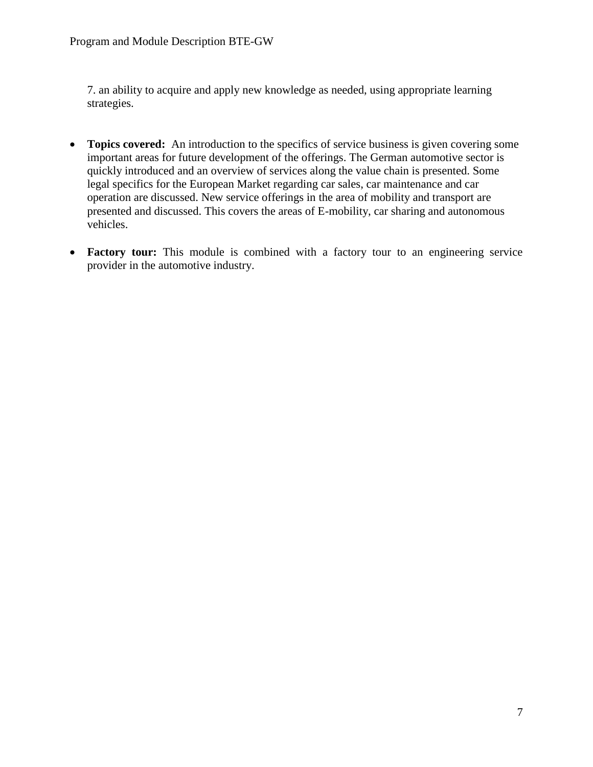7. an ability to acquire and apply new knowledge as needed, using appropriate learning strategies.

- **Topics covered:** An introduction to the specifics of service business is given covering some important areas for future development of the offerings. The German automotive sector is quickly introduced and an overview of services along the value chain is presented. Some legal specifics for the European Market regarding car sales, car maintenance and car operation are discussed. New service offerings in the area of mobility and transport are presented and discussed. This covers the areas of E-mobility, car sharing and autonomous vehicles.

- **Factory tour:** This module is combined with a factory tour to an engineering service provider in the automotive industry.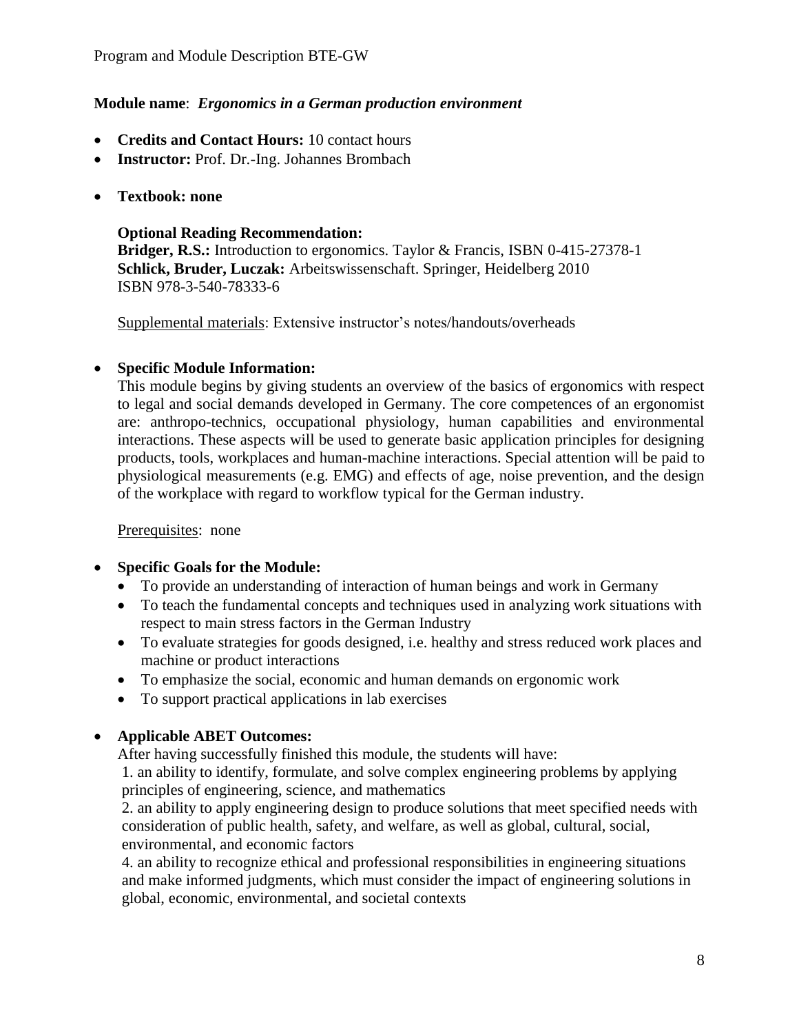**Module name**: ***Ergonomics in a German production environment***

- **Credits and Contact Hours:** 10 contact hours
- **Instructor:** Prof. Dr.-Ing. Johannes Brombach
- **Textbook: none**

  **Optional Reading Recommendation:**
  **Bridger, R.S.:** Introduction to ergonomics. Taylor & Francis, ISBN 0-415-27378-1
  **Schlick, Bruder, Luczak:** Arbeitswissenschaft. Springer, Heidelberg 2010
  ISBN 978-3-540-78333-6

  Supplemental materials: Extensive instructor's notes/handouts/overheads

- **Specific Module Information:**
  This module begins by giving students an overview of the basics of ergonomics with respect to legal and social demands developed in Germany. The core competences of an ergonomist are: anthropo-technics, occupational physiology, human capabilities and environmental interactions. These aspects will be used to generate basic application principles for designing products, tools, workplaces and human-machine interactions. Special attention will be paid to physiological measurements (e.g. EMG) and effects of age, noise prevention, and the design of the workplace with regard to workflow typical for the German industry.

  Prerequisites: none

- **Specific Goals for the Module:**
  - To provide an understanding of interaction of human beings and work in Germany
  - To teach the fundamental concepts and techniques used in analyzing work situations with respect to main stress factors in the German Industry
  - To evaluate strategies for goods designed, i.e. healthy and stress reduced work places and machine or product interactions
  - To emphasize the social, economic and human demands on ergonomic work
  - To support practical applications in lab exercises

- **Applicable ABET Outcomes:**
  After having successfully finished this module, the students will have:
  1. an ability to identify, formulate, and solve complex engineering problems by applying principles of engineering, science, and mathematics
  2. an ability to apply engineering design to produce solutions that meet specified needs with consideration of public health, safety, and welfare, as well as global, cultural, social, environmental, and economic factors
  4. an ability to recognize ethical and professional responsibilities in engineering situations and make informed judgments, which must consider the impact of engineering solutions in global, economic, environmental, and societal contexts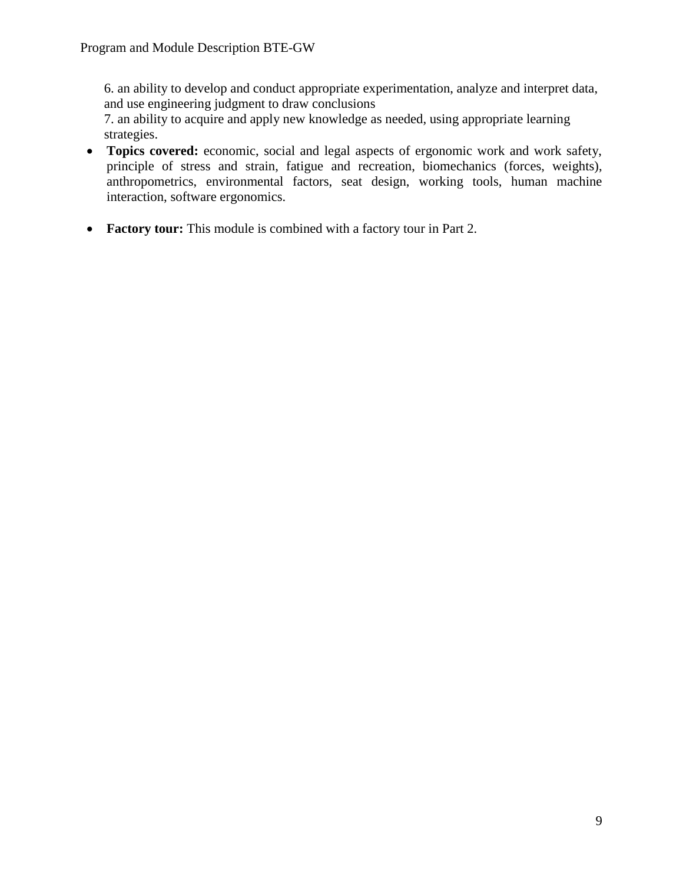6. an ability to develop and conduct appropriate experimentation, analyze and interpret data, and use engineering judgment to draw conclusions
7. an ability to acquire and apply new knowledge as needed, using appropriate learning strategies.

- **Topics covered:** economic, social and legal aspects of ergonomic work and work safety, principle of stress and strain, fatigue and recreation, biomechanics (forces, weights), anthropometrics, environmental factors, seat design, working tools, human machine interaction, software ergonomics.

- **Factory tour:** This module is combined with a factory tour in Part 2.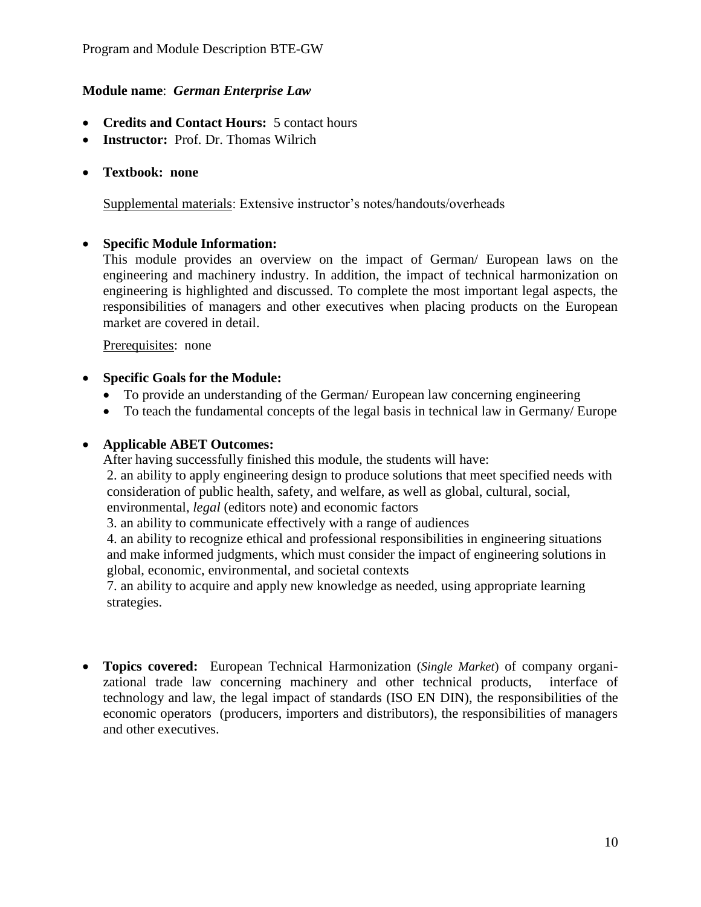**Module name**: ***German Enterprise Law***

- **Credits and Contact Hours:** 5 contact hours
- **Instructor:** Prof. Dr. Thomas Wilrich

- **Textbook: none**

  Supplemental materials: Extensive instructor's notes/handouts/overheads

- **Specific Module Information:**
  This module provides an overview on the impact of German/ European laws on the engineering and machinery industry. In addition, the impact of technical harmonization on engineering is highlighted and discussed. To complete the most important legal aspects, the responsibilities of managers and other executives when placing products on the European market are covered in detail.

  Prerequisites: none

- **Specific Goals for the Module:**
  - To provide an understanding of the German/ European law concerning engineering
  - To teach the fundamental concepts of the legal basis in technical law in Germany/ Europe

- **Applicable ABET Outcomes:**
  After having successfully finished this module, the students will have:
  2. an ability to apply engineering design to produce solutions that meet specified needs with consideration of public health, safety, and welfare, as well as global, cultural, social, environmental, *legal* (editors note) and economic factors
  3. an ability to communicate effectively with a range of audiences
  4. an ability to recognize ethical and professional responsibilities in engineering situations and make informed judgments, which must consider the impact of engineering solutions in global, economic, environmental, and societal contexts
  7. an ability to acquire and apply new knowledge as needed, using appropriate learning strategies.

- **Topics covered:** European Technical Harmonization (*Single Market*) of company organizational trade law concerning machinery and other technical products, interface of technology and law, the legal impact of standards (ISO EN DIN), the responsibilities of the economic operators (producers, importers and distributors), the responsibilities of managers and other executives.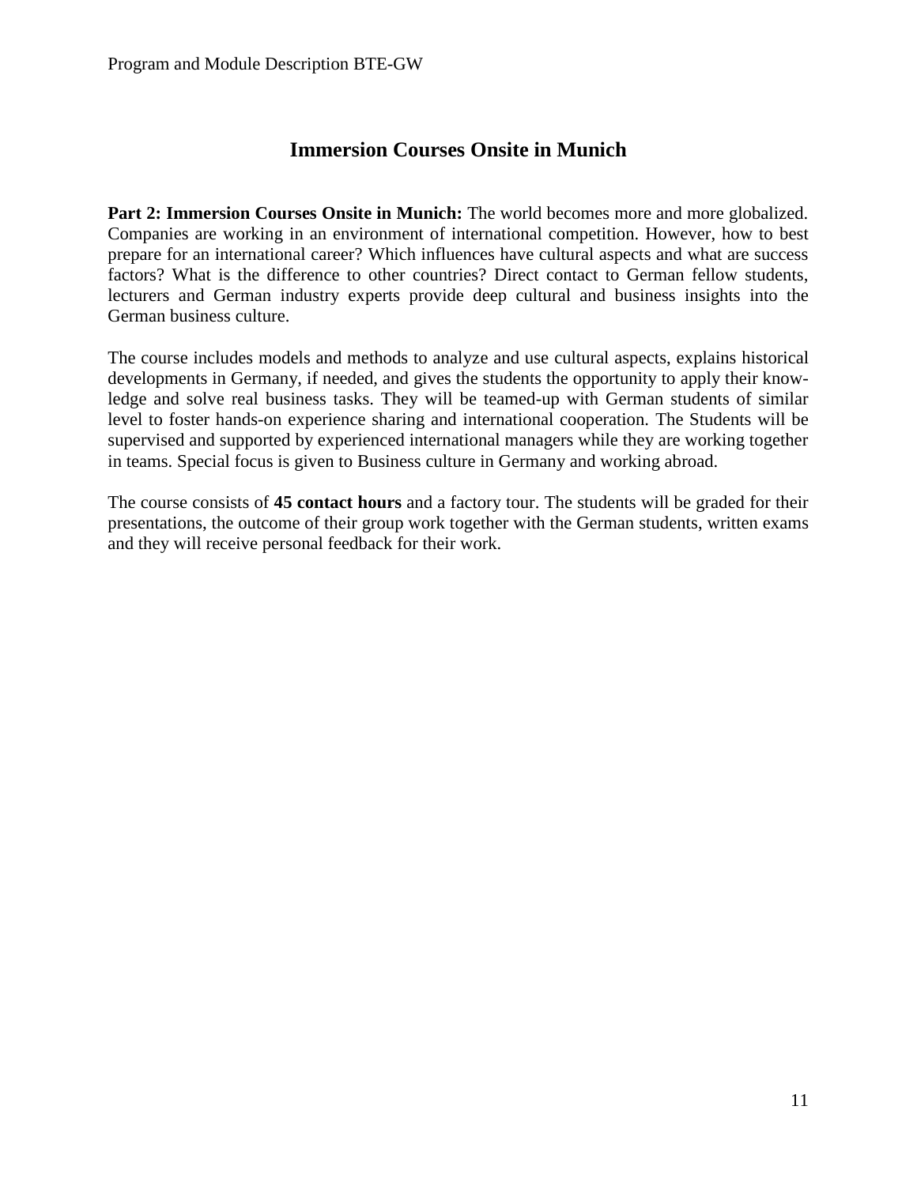# Immersion Courses Onsite in Munich

**Part 2: Immersion Courses Onsite in Munich:** The world becomes more and more globalized. Companies are working in an environment of international competition. However, how to best prepare for an international career? Which influences have cultural aspects and what are success factors? What is the difference to other countries? Direct contact to German fellow students, lecturers and German industry experts provide deep cultural and business insights into the German business culture.

The course includes models and methods to analyze and use cultural aspects, explains historical developments in Germany, if needed, and gives the students the opportunity to apply their knowledge and solve real business tasks. They will be teamed-up with German students of similar level to foster hands-on experience sharing and international cooperation. The Students will be supervised and supported by experienced international managers while they are working together in teams. Special focus is given to Business culture in Germany and working abroad.

The course consists of **45 contact hours** and a factory tour. The students will be graded for their presentations, the outcome of their group work together with the German students, written exams and they will receive personal feedback for their work.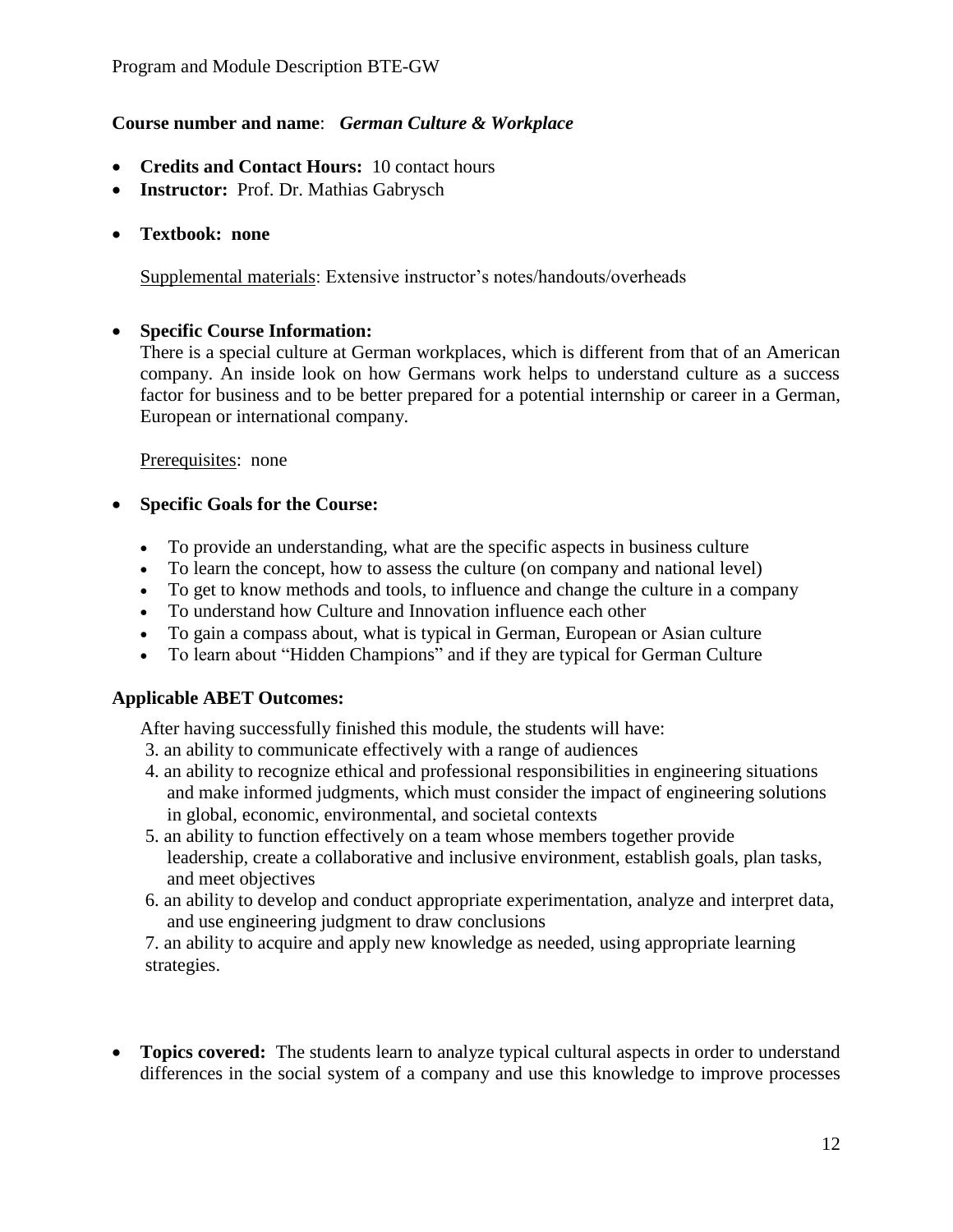**Course number and name**: ***German Culture & Workplace***

- **Credits and Contact Hours:** 10 contact hours
- **Instructor:** Prof. Dr. Mathias Gabrysch

- **Textbook: none**

  Supplemental materials: Extensive instructor's notes/handouts/overheads

- **Specific Course Information:**
  There is a special culture at German workplaces, which is different from that of an American company. An inside look on how Germans work helps to understand culture as a success factor for business and to be better prepared for a potential internship or career in a German, European or international company.

  Prerequisites: none

- **Specific Goals for the Course:**
  - To provide an understanding, what are the specific aspects in business culture
  - To learn the concept, how to assess the culture (on company and national level)
  - To get to know methods and tools, to influence and change the culture in a company
  - To understand how Culture and Innovation influence each other
  - To gain a compass about, what is typical in German, European or Asian culture
  - To learn about "Hidden Champions" and if they are typical for German Culture

**Applicable ABET Outcomes:**

After having successfully finished this module, the students will have:

3. an ability to communicate effectively with a range of audiences
4. an ability to recognize ethical and professional responsibilities in engineering situations and make informed judgments, which must consider the impact of engineering solutions in global, economic, environmental, and societal contexts
5. an ability to function effectively on a team whose members together provide leadership, create a collaborative and inclusive environment, establish goals, plan tasks, and meet objectives
6. an ability to develop and conduct appropriate experimentation, analyze and interpret data, and use engineering judgment to draw conclusions
7. an ability to acquire and apply new knowledge as needed, using appropriate learning strategies.

- **Topics covered:** The students learn to analyze typical cultural aspects in order to understand differences in the social system of a company and use this knowledge to improve processes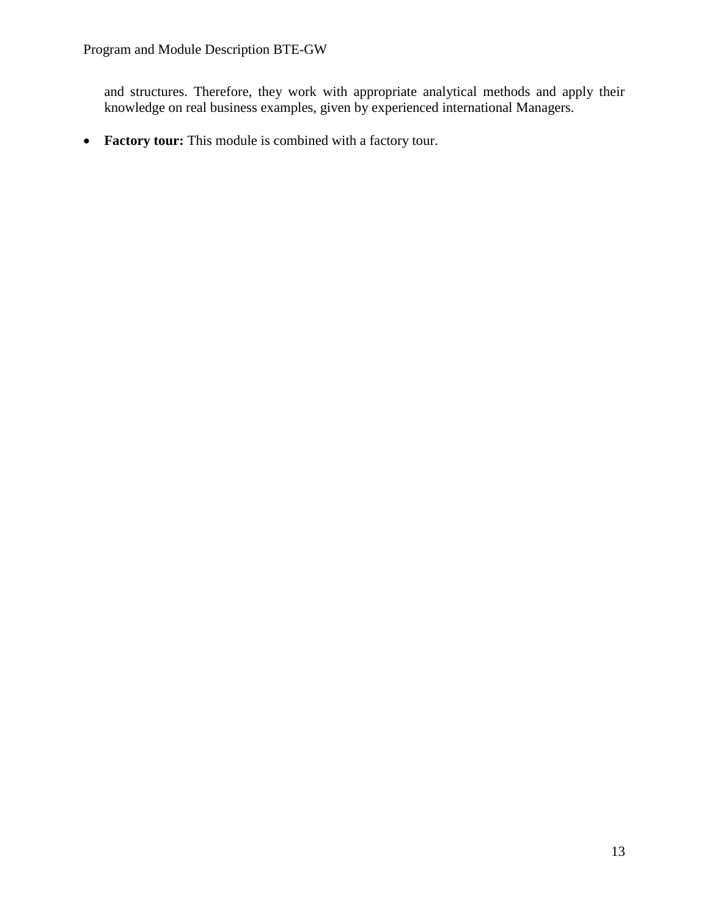and structures. Therefore, they work with appropriate analytical methods and apply their knowledge on real business examples, given by experienced international Managers.

- **Factory tour:** This module is combined with a factory tour.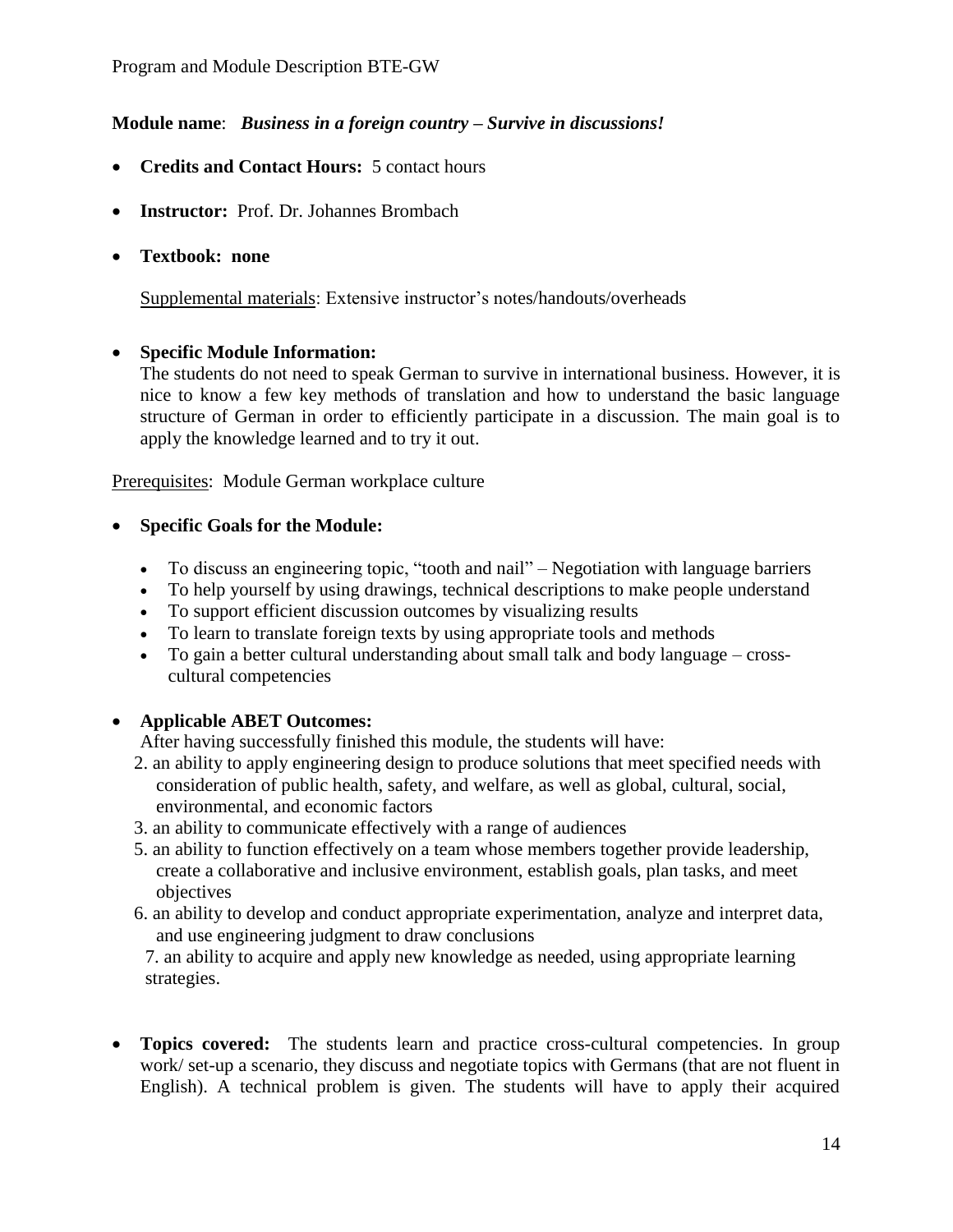**Module name**: ***Business in a foreign country – Survive in discussions!***

- **Credits and Contact Hours:** 5 contact hours
- **Instructor:** Prof. Dr. Johannes Brombach
- **Textbook: none**

  Supplemental materials: Extensive instructor's notes/handouts/overheads

- **Specific Module Information:**
  The students do not need to speak German to survive in international business. However, it is nice to know a few key methods of translation and how to understand the basic language structure of German in order to efficiently participate in a discussion. The main goal is to apply the knowledge learned and to try it out.

Prerequisites: Module German workplace culture

- **Specific Goals for the Module:**
  - To discuss an engineering topic, "tooth and nail" – Negotiation with language barriers
  - To help yourself by using drawings, technical descriptions to make people understand
  - To support efficient discussion outcomes by visualizing results
  - To learn to translate foreign texts by using appropriate tools and methods
  - To gain a better cultural understanding about small talk and body language – cross-cultural competencies

- **Applicable ABET Outcomes:**
  After having successfully finished this module, the students will have:
  2. an ability to apply engineering design to produce solutions that meet specified needs with consideration of public health, safety, and welfare, as well as global, cultural, social, environmental, and economic factors
  3. an ability to communicate effectively with a range of audiences
  5. an ability to function effectively on a team whose members together provide leadership, create a collaborative and inclusive environment, establish goals, plan tasks, and meet objectives
  6. an ability to develop and conduct appropriate experimentation, analyze and interpret data, and use engineering judgment to draw conclusions
  7. an ability to acquire and apply new knowledge as needed, using appropriate learning strategies.

- **Topics covered:** The students learn and practice cross-cultural competencies. In group work/ set-up a scenario, they discuss and negotiate topics with Germans (that are not fluent in English). A technical problem is given. The students will have to apply their acquired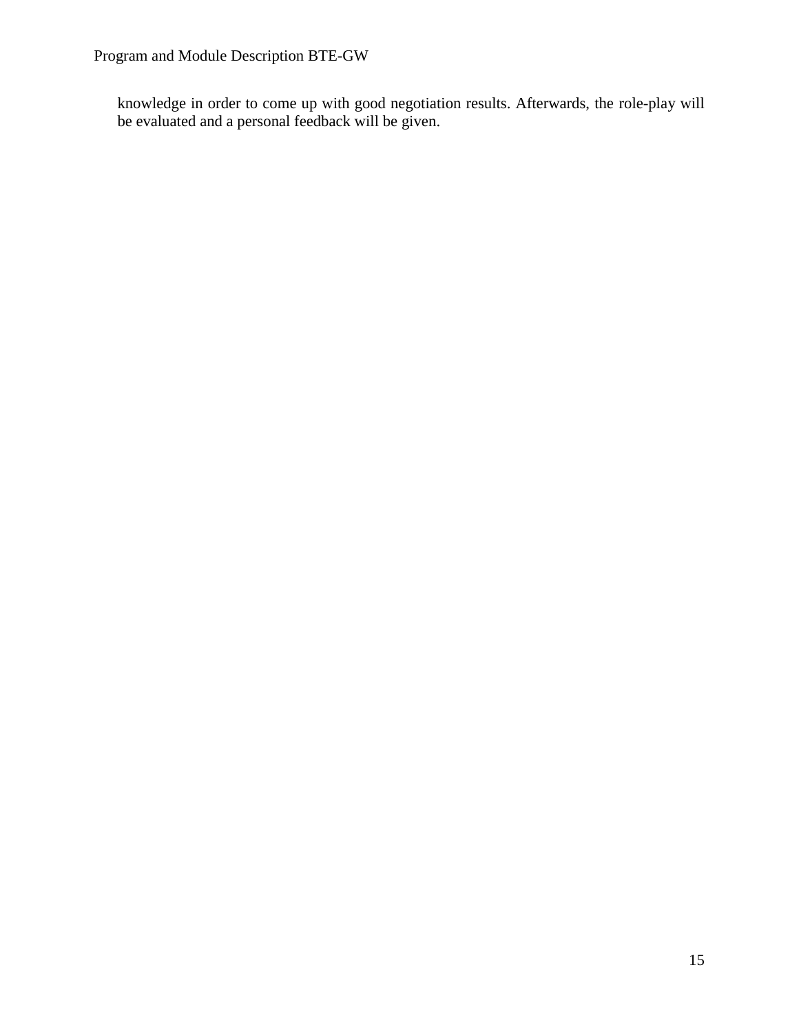knowledge in order to come up with good negotiation results. Afterwards, the role-play will be evaluated and a personal feedback will be given.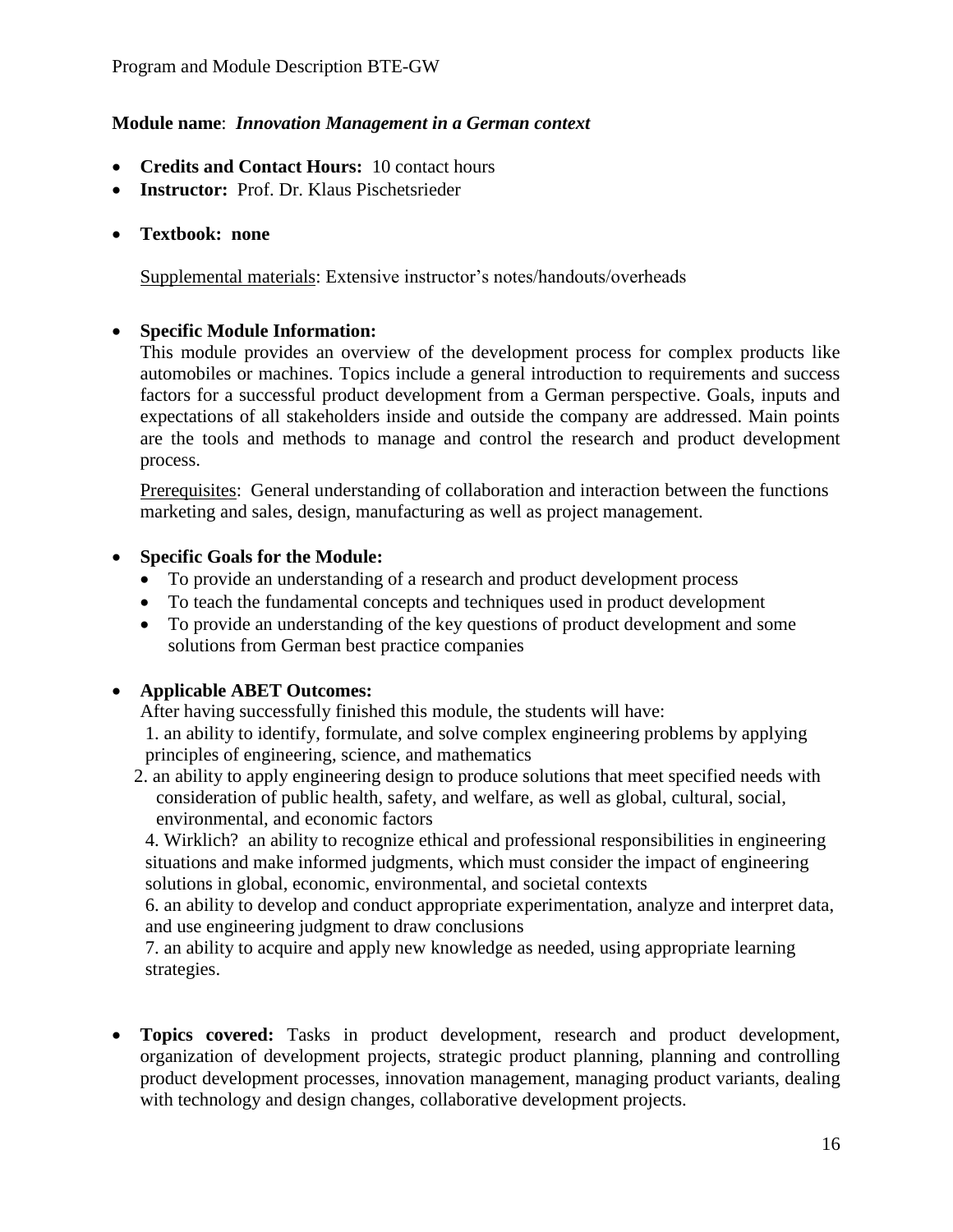**Module name**: ***Innovation Management in a German context***

- **Credits and Contact Hours:** 10 contact hours
- **Instructor:** Prof. Dr. Klaus Pischetsrieder

- **Textbook: none**

  Supplemental materials: Extensive instructor's notes/handouts/overheads

- **Specific Module Information:**

  This module provides an overview of the development process for complex products like automobiles or machines. Topics include a general introduction to requirements and success factors for a successful product development from a German perspective. Goals, inputs and expectations of all stakeholders inside and outside the company are addressed. Main points are the tools and methods to manage and control the research and product development process.

  Prerequisites: General understanding of collaboration and interaction between the functions marketing and sales, design, manufacturing as well as project management.

- **Specific Goals for the Module:**
  - To provide an understanding of a research and product development process
  - To teach the fundamental concepts and techniques used in product development
  - To provide an understanding of the key questions of product development and some solutions from German best practice companies

- **Applicable ABET Outcomes:**

  After having successfully finished this module, the students will have:

  1. an ability to identify, formulate, and solve complex engineering problems by applying principles of engineering, science, and mathematics
  2. an ability to apply engineering design to produce solutions that meet specified needs with consideration of public health, safety, and welfare, as well as global, cultural, social, environmental, and economic factors
  4. Wirklich? an ability to recognize ethical and professional responsibilities in engineering situations and make informed judgments, which must consider the impact of engineering solutions in global, economic, environmental, and societal contexts
  6. an ability to develop and conduct appropriate experimentation, analyze and interpret data, and use engineering judgment to draw conclusions
  7. an ability to acquire and apply new knowledge as needed, using appropriate learning strategies.

- **Topics covered:** Tasks in product development, research and product development, organization of development projects, strategic product planning, planning and controlling product development processes, innovation management, managing product variants, dealing with technology and design changes, collaborative development projects.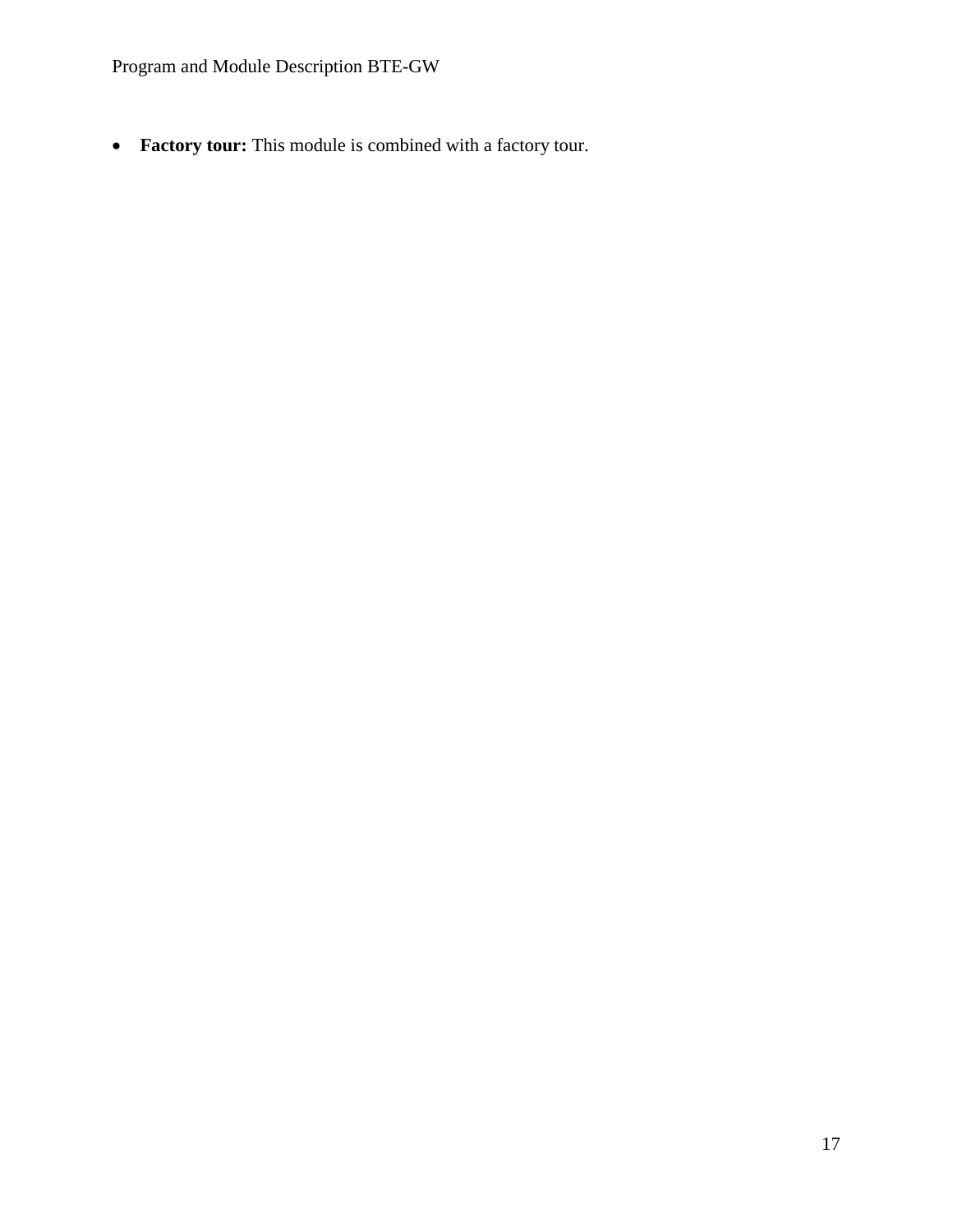- **Factory tour:** This module is combined with a factory tour.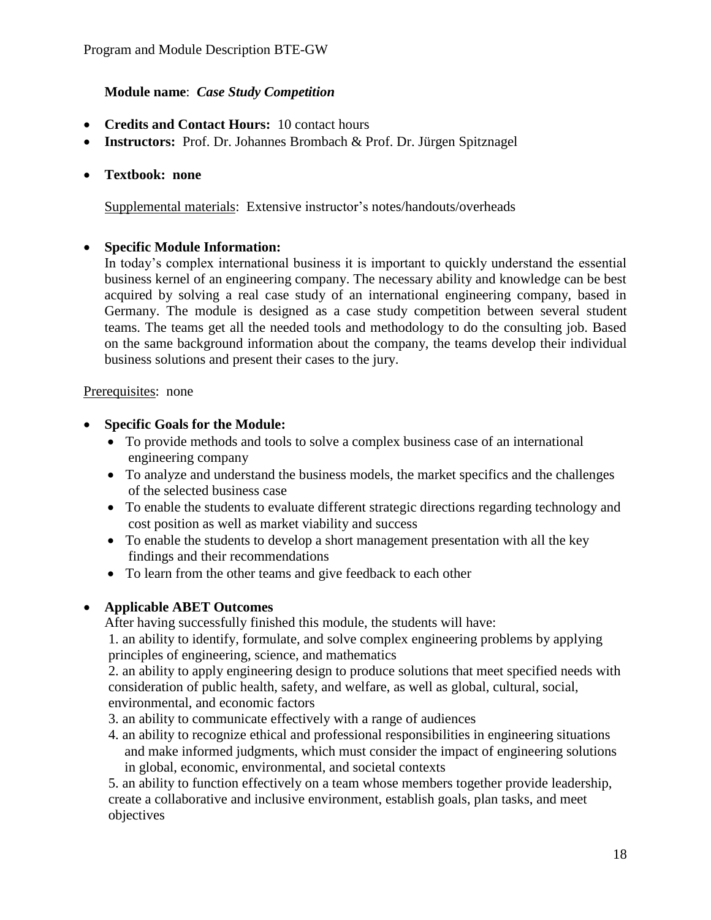**Module name**: ***Case Study Competition***

- **Credits and Contact Hours:** 10 contact hours
- **Instructors:** Prof. Dr. Johannes Brombach & Prof. Dr. Jürgen Spitznagel
- **Textbook: none**

Supplemental materials: Extensive instructor's notes/handouts/overheads

- **Specific Module Information:**

In today's complex international business it is important to quickly understand the essential business kernel of an engineering company. The necessary ability and knowledge can be best acquired by solving a real case study of an international engineering company, based in Germany. The module is designed as a case study competition between several student teams. The teams get all the needed tools and methodology to do the consulting job. Based on the same background information about the company, the teams develop their individual business solutions and present their cases to the jury.

Prerequisites: none

- **Specific Goals for the Module:**
  - To provide methods and tools to solve a complex business case of an international engineering company
  - To analyze and understand the business models, the market specifics and the challenges of the selected business case
  - To enable the students to evaluate different strategic directions regarding technology and cost position as well as market viability and success
  - To enable the students to develop a short management presentation with all the key findings and their recommendations
  - To learn from the other teams and give feedback to each other

- **Applicable ABET Outcomes**

After having successfully finished this module, the students will have:

1. an ability to identify, formulate, and solve complex engineering problems by applying principles of engineering, science, and mathematics
2. an ability to apply engineering design to produce solutions that meet specified needs with consideration of public health, safety, and welfare, as well as global, cultural, social, environmental, and economic factors
3. an ability to communicate effectively with a range of audiences
4. an ability to recognize ethical and professional responsibilities in engineering situations and make informed judgments, which must consider the impact of engineering solutions in global, economic, environmental, and societal contexts
5. an ability to function effectively on a team whose members together provide leadership, create a collaborative and inclusive environment, establish goals, plan tasks, and meet objectives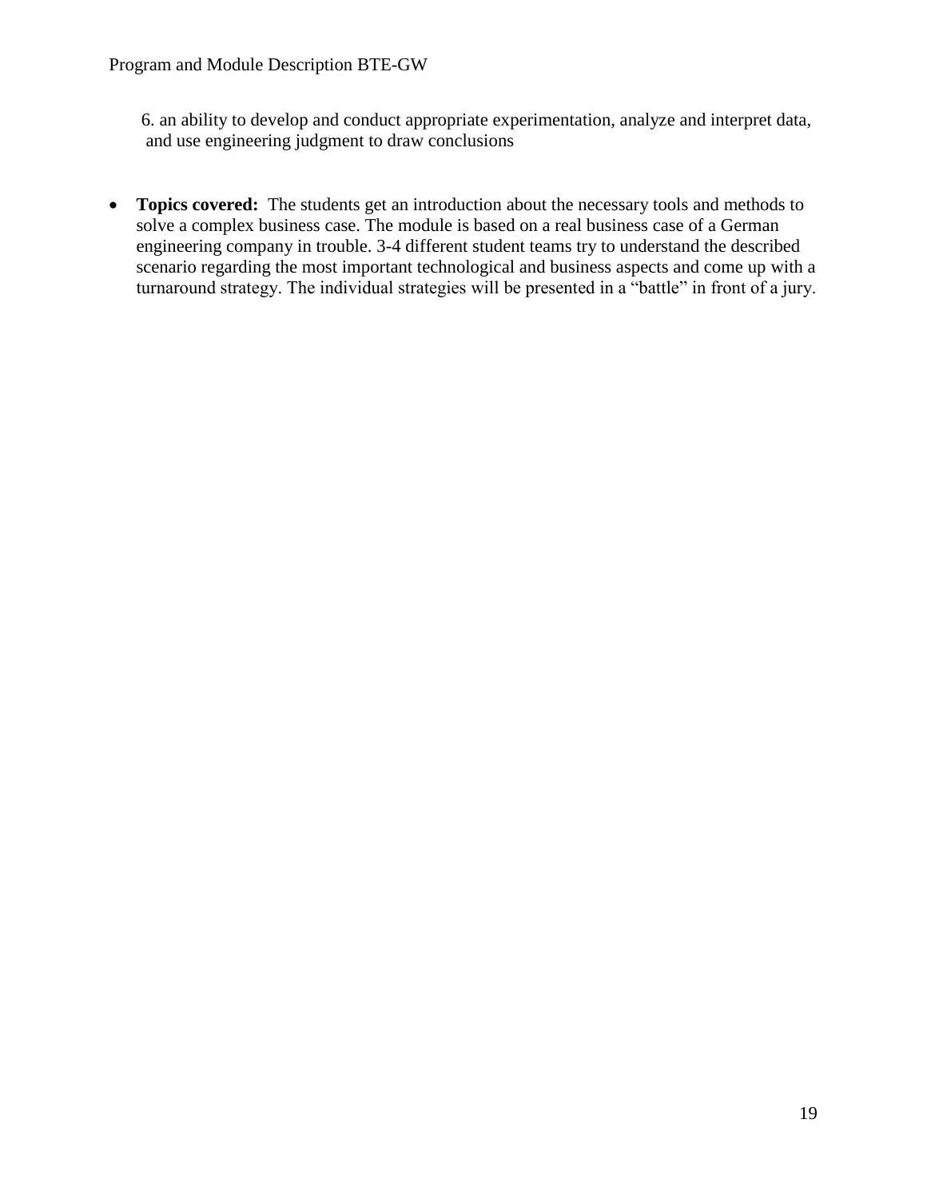6. an ability to develop and conduct appropriate experimentation, analyze and interpret data, and use engineering judgment to draw conclusions

- **Topics covered:** The students get an introduction about the necessary tools and methods to solve a complex business case. The module is based on a real business case of a German engineering company in trouble. 3-4 different student teams try to understand the described scenario regarding the most important technological and business aspects and come up with a turnaround strategy. The individual strategies will be presented in a "battle" in front of a jury.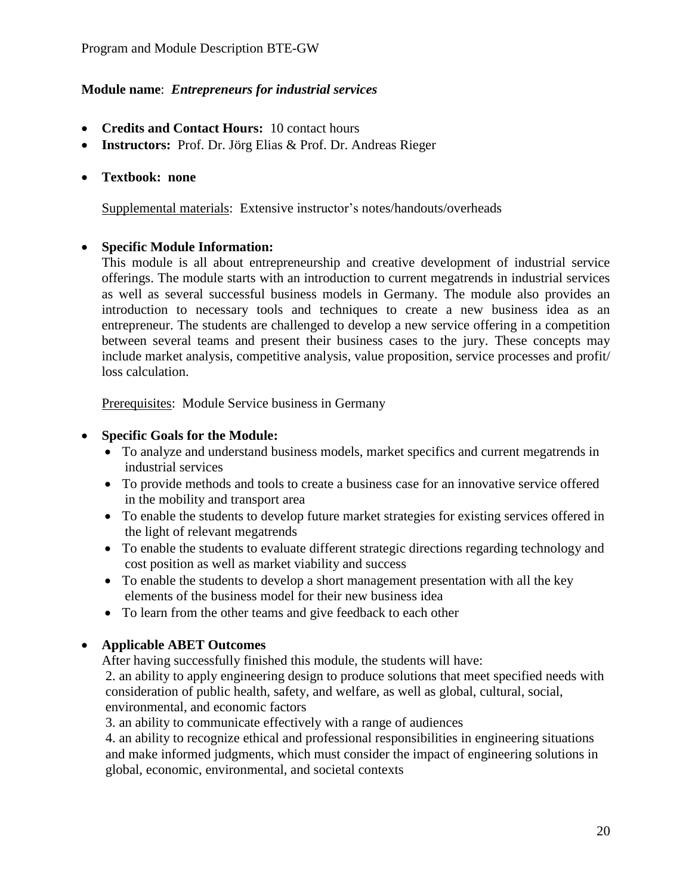**Module name**: ***Entrepreneurs for industrial services***

- **Credits and Contact Hours:** 10 contact hours
- **Instructors:** Prof. Dr. Jörg Elias & Prof. Dr. Andreas Rieger

- **Textbook: none**

  Supplemental materials: Extensive instructor's notes/handouts/overheads

- **Specific Module Information:**
  This module is all about entrepreneurship and creative development of industrial service offerings. The module starts with an introduction to current megatrends in industrial services as well as several successful business models in Germany. The module also provides an introduction to necessary tools and techniques to create a new business idea as an entrepreneur. The students are challenged to develop a new service offering in a competition between several teams and present their business cases to the jury. These concepts may include market analysis, competitive analysis, value proposition, service processes and profit/ loss calculation.

  Prerequisites: Module Service business in Germany

- **Specific Goals for the Module:**
  - To analyze and understand business models, market specifics and current megatrends in industrial services
  - To provide methods and tools to create a business case for an innovative service offered in the mobility and transport area
  - To enable the students to develop future market strategies for existing services offered in the light of relevant megatrends
  - To enable the students to evaluate different strategic directions regarding technology and cost position as well as market viability and success
  - To enable the students to develop a short management presentation with all the key elements of the business model for their new business idea
  - To learn from the other teams and give feedback to each other

- **Applicable ABET Outcomes**
  After having successfully finished this module, the students will have:
  2. an ability to apply engineering design to produce solutions that meet specified needs with consideration of public health, safety, and welfare, as well as global, cultural, social, environmental, and economic factors
  3. an ability to communicate effectively with a range of audiences
  4. an ability to recognize ethical and professional responsibilities in engineering situations and make informed judgments, which must consider the impact of engineering solutions in global, economic, environmental, and societal contexts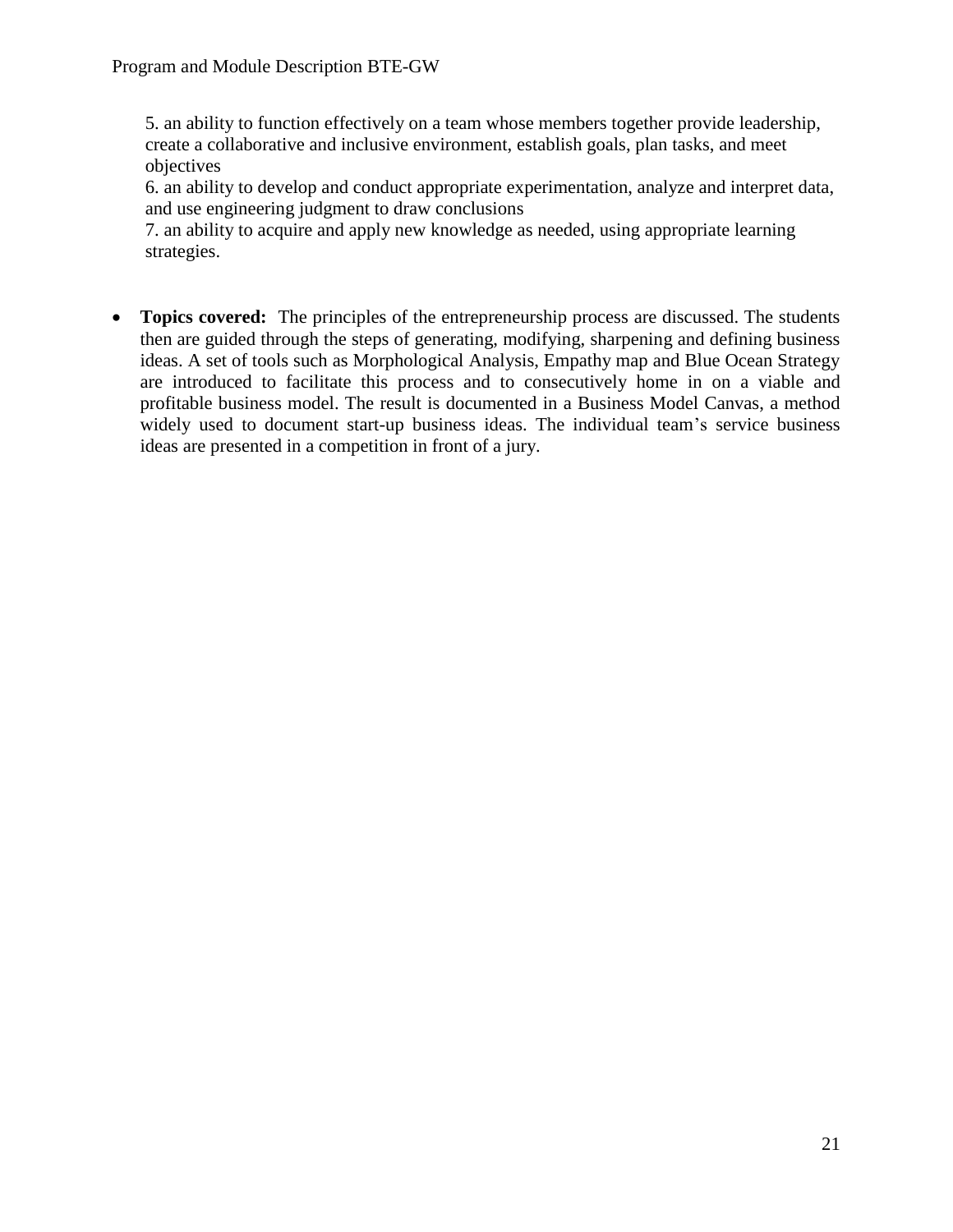5. an ability to function effectively on a team whose members together provide leadership, create a collaborative and inclusive environment, establish goals, plan tasks, and meet objectives
6. an ability to develop and conduct appropriate experimentation, analyze and interpret data, and use engineering judgment to draw conclusions
7. an ability to acquire and apply new knowledge as needed, using appropriate learning strategies.

- **Topics covered:** The principles of the entrepreneurship process are discussed. The students then are guided through the steps of generating, modifying, sharpening and defining business ideas. A set of tools such as Morphological Analysis, Empathy map and Blue Ocean Strategy are introduced to facilitate this process and to consecutively home in on a viable and profitable business model. The result is documented in a Business Model Canvas, a method widely used to document start-up business ideas. The individual team's service business ideas are presented in a competition in front of a jury.